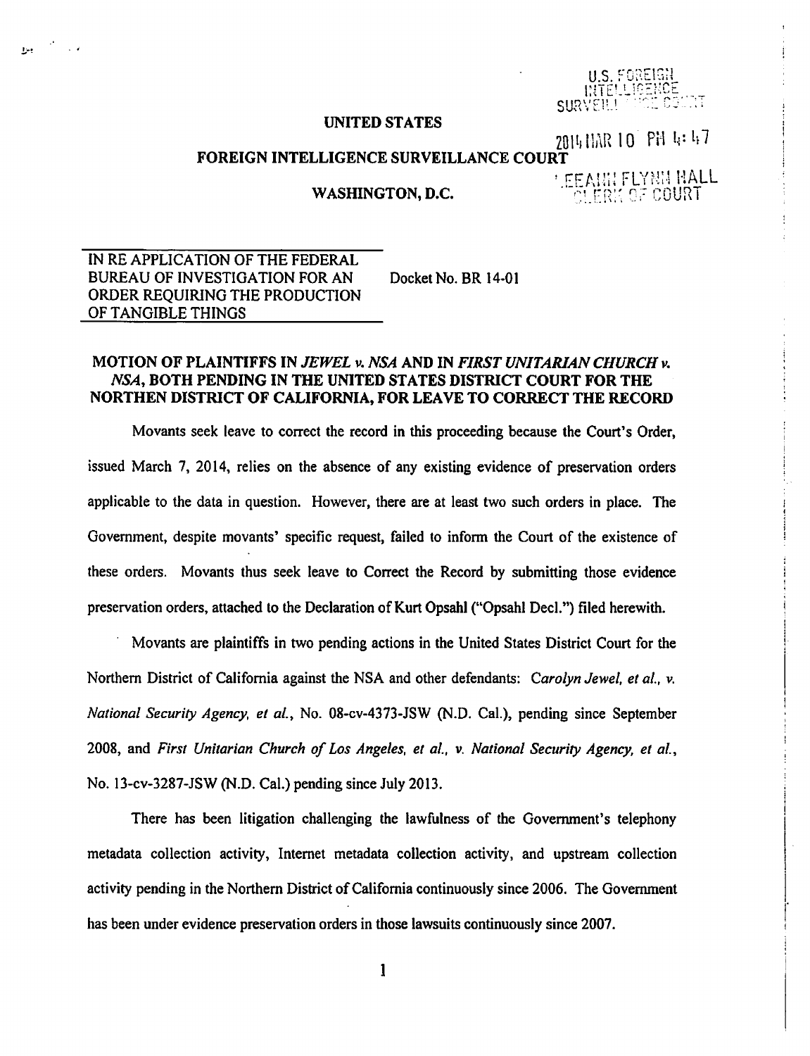U.S. FOREIGN INTELLIGENCE SURVEILLANCE COURT

2014 MAR 10 PM 4:47

LEEANN FLYNN HALL CLERK OF COURT

**UNITED STATES**

**FOREIGN INTELLIGENCE SURVEILLANCE COURT**

**WASHINGTON, D.C.**

IN RE APPLICATION OF THE FEDERAL BUREAU OF INVESTIGATION FOR AN ORDER REQUIRING THE PRODUCTION OF TANGIBLE THINGS

Docket No. BR 14-01

**MOTION OF PLAINTIFFS IN *JEWEL v. NSA* AND IN *FIRST UNITARIAN CHURCH v. NSA*, BOTH PENDING IN THE UNITED STATES DISTRICT COURT FOR THE NORTHEN DISTRICT OF CALIFORNIA, FOR LEAVE TO CORRECT THE RECORD**

Movants seek leave to correct the record in this proceeding because the Court's Order, issued March 7, 2014, relies on the absence of any existing evidence of preservation orders applicable to the data in question. However, there are at least two such orders in place. The Government, despite movants' specific request, failed to inform the Court of the existence of these orders. Movants thus seek leave to Correct the Record by submitting those evidence preservation orders, attached to the Declaration of Kurt Opsahl ("Opsahl Decl.") filed herewith.

Movants are plaintiffs in two pending actions in the United States District Court for the Northern District of California against the NSA and other defendants: *Carolyn Jewel, et al., v. National Security Agency, et al.*, No. 08-cv-4373-JSW (N.D. Cal.), pending since September 2008, and *First Unitarian Church of Los Angeles, et al., v. National Security Agency, et al.*, No. 13-cv-3287-JSW (N.D. Cal.) pending since July 2013.

There has been litigation challenging the lawfulness of the Government's telephony metadata collection activity, Internet metadata collection activity, and upstream collection activity pending in the Northern District of California continuously since 2006. The Government has been under evidence preservation orders in those lawsuits continuously since 2007.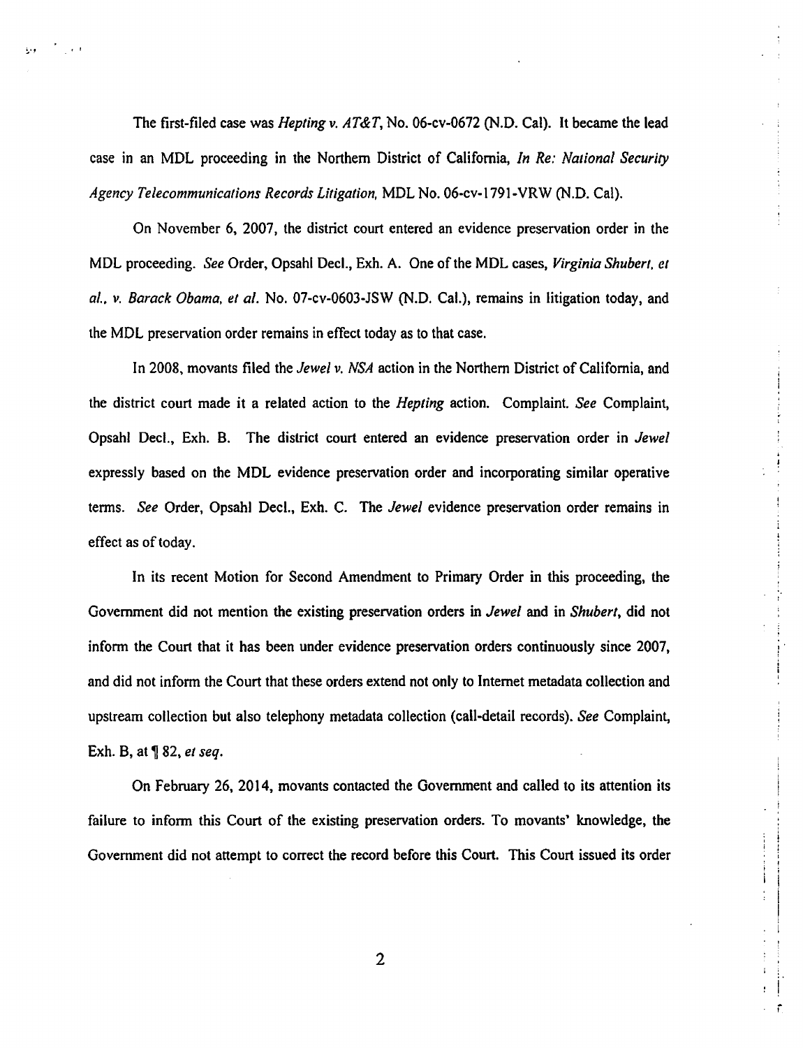The first-filed case was *Hepting v. AT&T*, No. 06-cv-0672 (N.D. Cal). It became the lead case in an MDL proceeding in the Northern District of California, *In Re: National Security Agency Telecommunications Records Litigation*, MDL No. 06-cv-1791-VRW (N.D. Cal).

On November 6, 2007, the district court entered an evidence preservation order in the MDL proceeding. *See* Order, Opsahl Decl., Exh. A. One of the MDL cases, *Virginia Shubert, et al., v. Barack Obama, et al.* No. 07-cv-0603-JSW (N.D. Cal.), remains in litigation today, and the MDL preservation order remains in effect today as to that case.

In 2008, movants filed the *Jewel v. NSA* action in the Northern District of California, and the district court made it a related action to the *Hepting* action. Complaint. *See* Complaint, Opsahl Decl., Exh. B. The district court entered an evidence preservation order in *Jewel* expressly based on the MDL evidence preservation order and incorporating similar operative terms. *See* Order, Opsahl Decl., Exh. C. The *Jewel* evidence preservation order remains in effect as of today.

In its recent Motion for Second Amendment to Primary Order in this proceeding, the Government did not mention the existing preservation orders in *Jewel* and in *Shubert*, did not inform the Court that it has been under evidence preservation orders continuously since 2007, and did not inform the Court that these orders extend not only to Internet metadata collection and upstream collection but also telephony metadata collection (call-detail records). *See* Complaint, Exh. B, at ¶ 82, *et seq*.

On February 26, 2014, movants contacted the Government and called to its attention its failure to inform this Court of the existing preservation orders. To movants' knowledge, the Government did not attempt to correct the record before this Court. This Court issued its order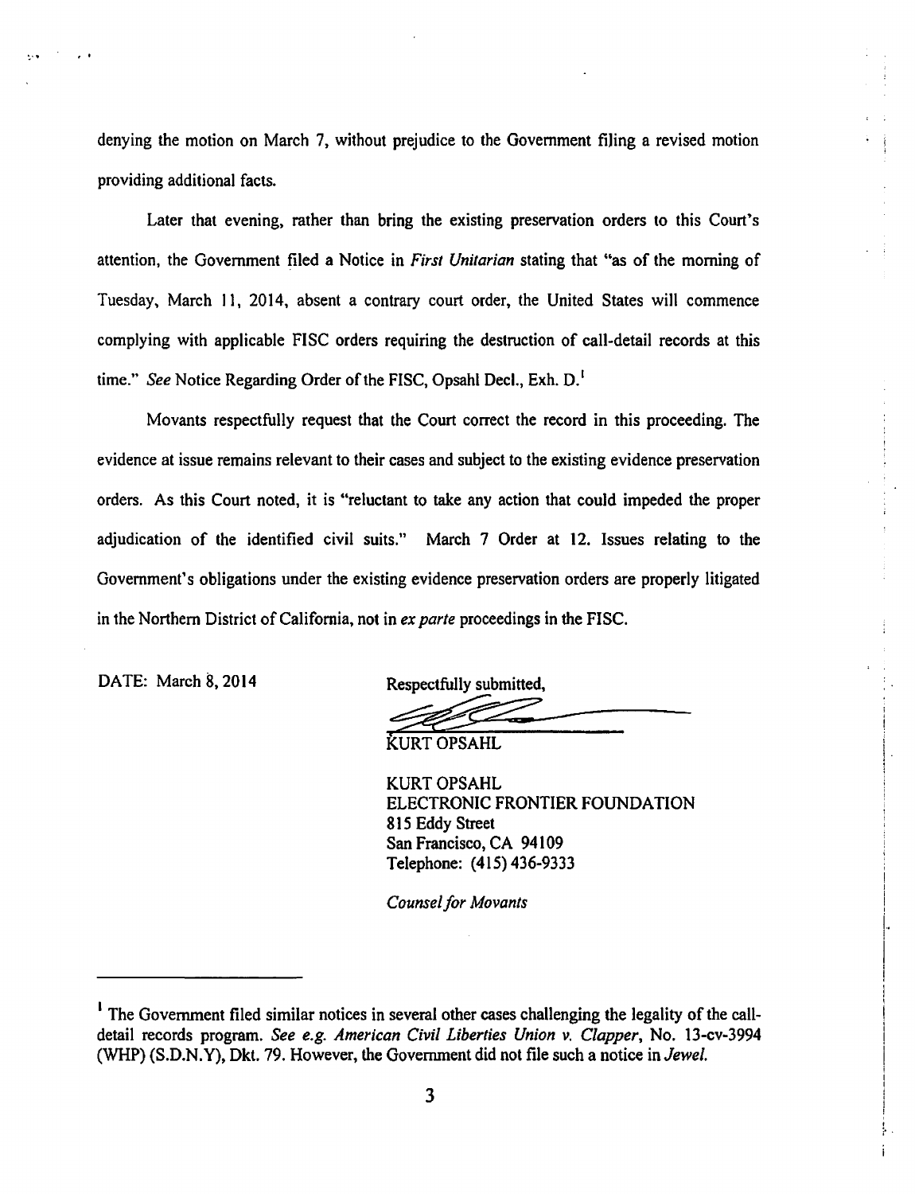denying the motion on March 7, without prejudice to the Government filing a revised motion providing additional facts.

Later that evening, rather than bring the existing preservation orders to this Court's attention, the Government filed a Notice in *First Unitarian* stating that "as of the morning of Tuesday, March 11, 2014, absent a contrary court order, the United States will commence complying with applicable FISC orders requiring the destruction of call-detail records at this time." *See* Notice Regarding Order of the FISC, Opsahl Decl., Exh. D.[1]

Movants respectfully request that the Court correct the record in this proceeding. The evidence at issue remains relevant to their cases and subject to the existing evidence preservation orders. As this Court noted, it is "reluctant to take any action that could impeded the proper adjudication of the identified civil suits." March 7 Order at 12. Issues relating to the Government's obligations under the existing evidence preservation orders are properly litigated in the Northern District of California, not in *ex parte* proceedings in the FISC.

DATE: March 8, 2014

Respectfully submitted,

KURT OPSAHL

KURT OPSAHL
ELECTRONIC FRONTIER FOUNDATION
815 Eddy Street
San Francisco, CA 94109
Telephone: (415) 436-9333

*Counsel for Movants*

---

[1] The Government filed similar notices in several other cases challenging the legality of the call-detail records program. *See e.g. American Civil Liberties Union v. Clapper*, No. 13-cv-3994 (WHP) (S.D.N.Y), Dkt. 79. However, the Government did not file such a notice in *Jewel.*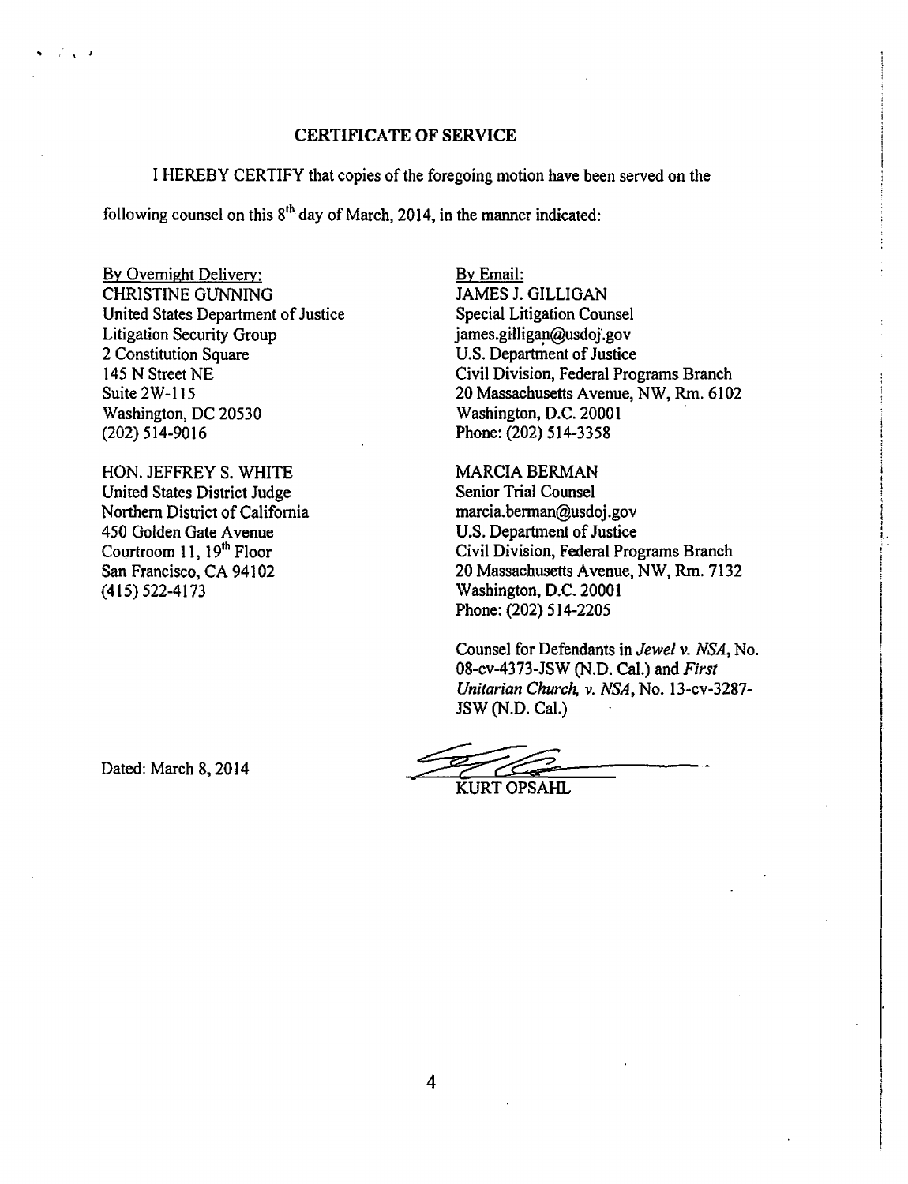**CERTIFICATE OF SERVICE**

I HEREBY CERTIFY that copies of the foregoing motion have been served on the following counsel on this 8th day of March, 2014, in the manner indicated:

By Overnight Delivery:
CHRISTINE GUNNING
United States Department of Justice
Litigation Security Group
2 Constitution Square
145 N Street NE
Suite 2W-115
Washington, DC 20530
(202) 514-9016

HON. JEFFREY S. WHITE
United States District Judge
Northern District of California
450 Golden Gate Avenue
Courtroom 11, 19th Floor
San Francisco, CA 94102
(415) 522-4173

By Email:
JAMES J. GILLIGAN
Special Litigation Counsel
james.gilligan@usdoj.gov
U.S. Department of Justice
Civil Division, Federal Programs Branch
20 Massachusetts Avenue, NW, Rm. 6102
Washington, D.C. 20001
Phone: (202) 514-3358

MARCIA BERMAN
Senior Trial Counsel
marcia.berman@usdoj.gov
U.S. Department of Justice
Civil Division, Federal Programs Branch
20 Massachusetts Avenue, NW, Rm. 7132
Washington, D.C. 20001
Phone: (202) 514-2205

Counsel for Defendants in *Jewel v. NSA*, No. 08-cv-4373-JSW (N.D. Cal.) and *First Unitarian Church, v. NSA*, No. 13-cv-3287-JSW (N.D. Cal.)

Dated: March 8, 2014

KURT OPSAHL